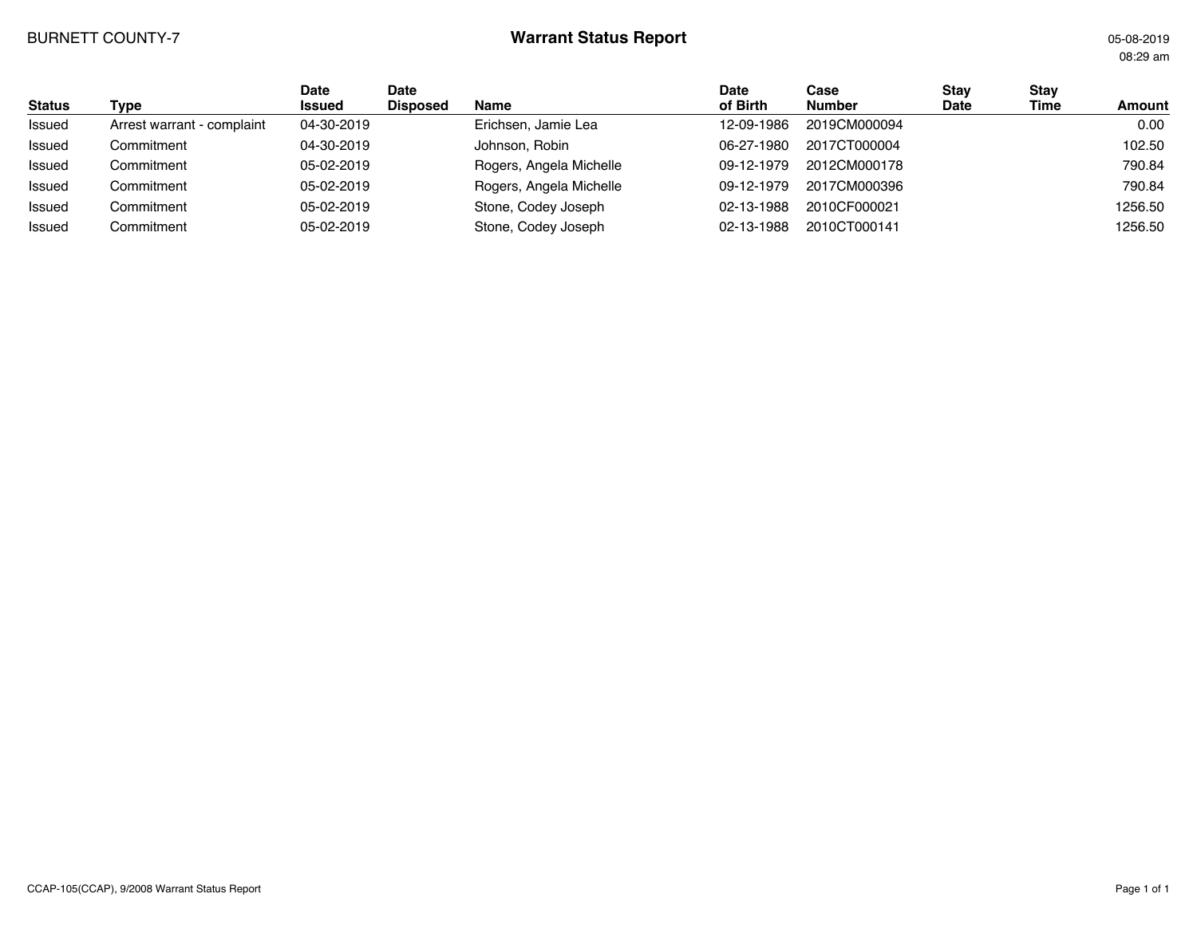BURNETT COUNTY-7

# Warrant Status Report

05-08-2019
08:29 am

| Status | Type | Date Issued | Date Disposed | Name | Date of Birth | Case Number | Stay Date | Stay Time | Amount |
|---|---|---|---|---|---|---|---|---|---|
| Issued | Arrest warrant - complaint | 04-30-2019 | | Erichsen, Jamie Lea | 12-09-1986 | 2019CM000094 | | | 0.00 |
| Issued | Commitment | 04-30-2019 | | Johnson, Robin | 06-27-1980 | 2017CT000004 | | | 102.50 |
| Issued | Commitment | 05-02-2019 | | Rogers, Angela Michelle | 09-12-1979 | 2012CM000178 | | | 790.84 |
| Issued | Commitment | 05-02-2019 | | Rogers, Angela Michelle | 09-12-1979 | 2017CM000396 | | | 790.84 |
| Issued | Commitment | 05-02-2019 | | Stone, Codey Joseph | 02-13-1988 | 2010CF000021 | | | 1256.50 |
| Issued | Commitment | 05-02-2019 | | Stone, Codey Joseph | 02-13-1988 | 2010CT000141 | | | 1256.50 |

CCAP-105(CCAP), 9/2008 Warrant Status Report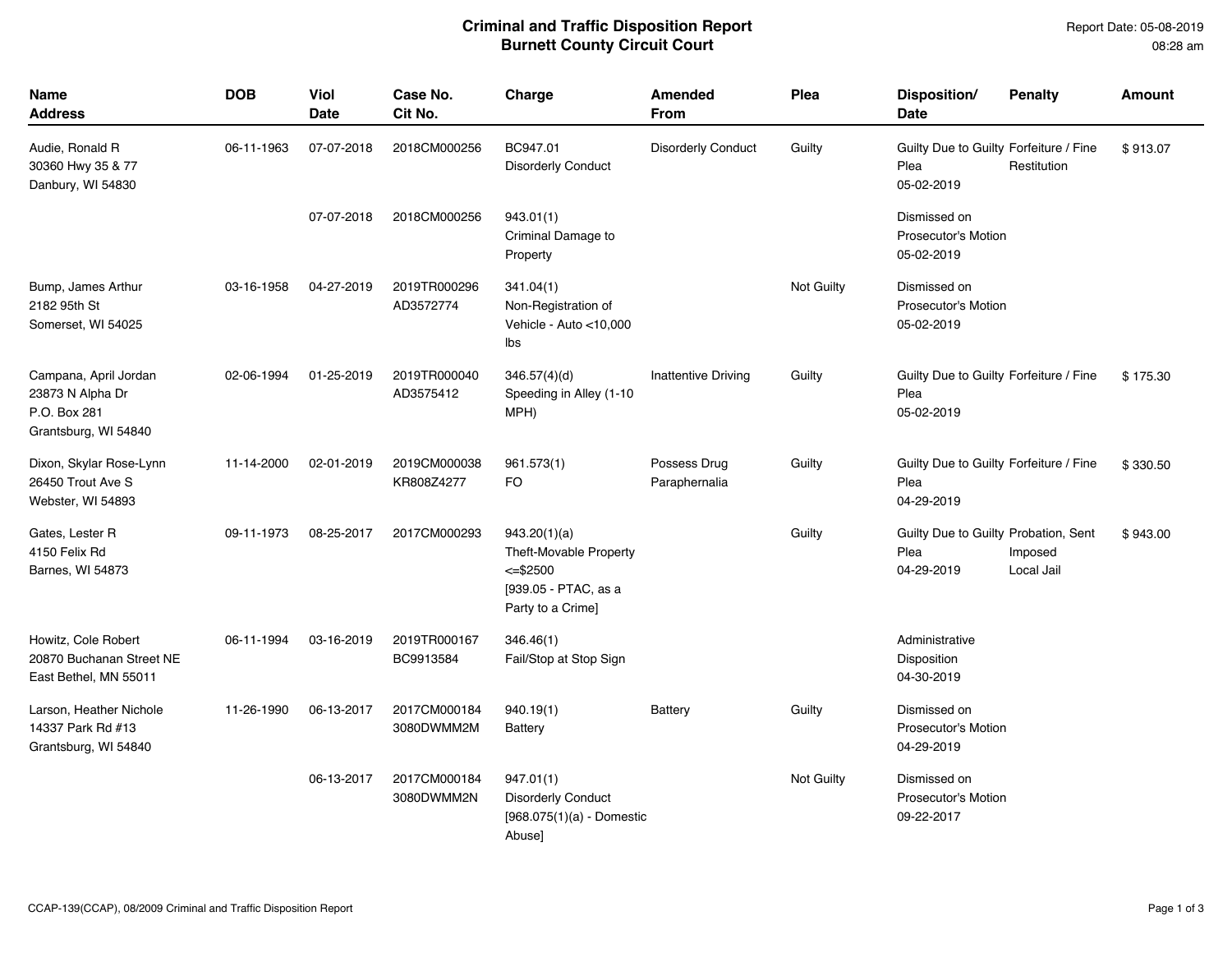# Criminal and Traffic Disposition Report
## Burnett County Circuit Court

Report Date: 05-08-2019
08:28 am

| Name<br>Address | DOB | Viol Date | Case No.<br>Cit No. | Charge | Amended From | Plea | Disposition/ Date | Penalty | Amount |
|---|---|---|---|---|---|---|---|---|---|
| Audie, Ronald R<br>30360 Hwy 35 & 77<br>Danbury, WI 54830 | 06-11-1963 | 07-07-2018 | 2018CM000256 | BC947.01<br>Disorderly Conduct | Disorderly Conduct | Guilty | Guilty Due to Guilty Plea<br>05-02-2019 | Forfeiture / Fine<br>Restitution | $ 913.07 |
| | | 07-07-2018 | 2018CM000256 | 943.01(1)<br>Criminal Damage to Property | | | Dismissed on Prosecutor's Motion<br>05-02-2019 | | |
| Bump, James Arthur<br>2182 95th St<br>Somerset, WI 54025 | 03-16-1958 | 04-27-2019 | 2019TR000296<br>AD3572774 | 341.04(1)<br>Non-Registration of Vehicle - Auto <10,000 lbs | | Not Guilty | Dismissed on Prosecutor's Motion<br>05-02-2019 | | |
| Campana, April Jordan<br>23873 N Alpha Dr<br>P.O. Box 281<br>Grantsburg, WI 54840 | 02-06-1994 | 01-25-2019 | 2019TR000040<br>AD3575412 | 346.57(4)(d)<br>Speeding in Alley (1-10 MPH) | Inattentive Driving | Guilty | Guilty Due to Guilty Plea<br>05-02-2019 | Forfeiture / Fine | $ 175.30 |
| Dixon, Skylar Rose-Lynn<br>26450 Trout Ave S<br>Webster, WI 54893 | 11-14-2000 | 02-01-2019 | 2019CM000038<br>KR808Z4277 | 961.573(1)<br>FO | Possess Drug Paraphernalia | Guilty | Guilty Due to Guilty Plea<br>04-29-2019 | Forfeiture / Fine | $ 330.50 |
| Gates, Lester R<br>4150 Felix Rd<br>Barnes, WI 54873 | 09-11-1973 | 08-25-2017 | 2017CM000293 | 943.20(1)(a)<br>Theft-Movable Property <=$2500<br>[939.05 - PTAC, as a Party to a Crime] | | Guilty | Guilty Due to Guilty Plea<br>04-29-2019 | Probation, Sent Imposed<br>Local Jail | $ 943.00 |
| Howitz, Cole Robert<br>20870 Buchanan Street NE<br>East Bethel, MN 55011 | 06-11-1994 | 03-16-2019 | 2019TR000167<br>BC9913584 | 346.46(1)<br>Fail/Stop at Stop Sign | | | Administrative Disposition<br>04-30-2019 | | |
| Larson, Heather Nichole<br>14337 Park Rd #13<br>Grantsburg, WI 54840 | 11-26-1990 | 06-13-2017 | 2017CM000184<br>3080DWMM2M | 940.19(1)<br>Battery | Battery | Guilty | Dismissed on Prosecutor's Motion<br>04-29-2019 | | |
| | | 06-13-2017 | 2017CM000184<br>3080DWMM2N | 947.01(1)<br>Disorderly Conduct<br>[968.075(1)(a) - Domestic Abuse] | | Not Guilty | Dismissed on Prosecutor's Motion<br>09-22-2017 | | |

CCAP-139(CCAP), 08/2009 Criminal and Traffic Disposition Report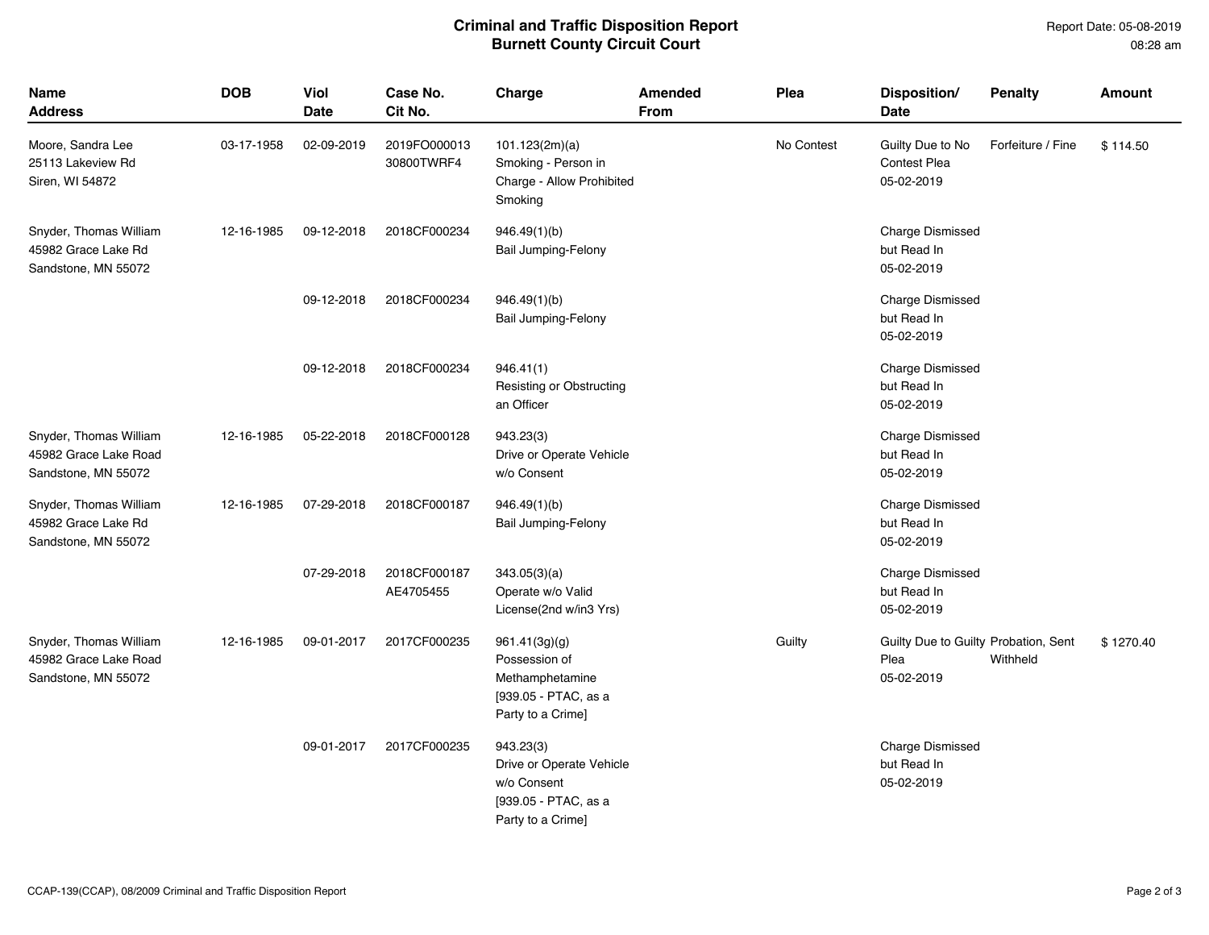**Criminal and Traffic Disposition Report**
**Burnett County Circuit Court**

Report Date: 05-08-2019
08:28 am

| Name<br>Address | DOB | Viol<br>Date | Case No.<br>Cit No. | Charge | Amended<br>From | Plea | Disposition/<br>Date | Penalty | Amount |
|---|---|---|---|---|---|---|---|---|---|
| Moore, Sandra Lee<br>25113 Lakeview Rd<br>Siren, WI 54872 | 03-17-1958 | 02-09-2019 | 2019FO000013<br>30800TWRF4 | 101.123(2m)(a)<br>Smoking - Person in Charge - Allow Prohibited Smoking | | No Contest | Guilty Due to No Contest Plea<br>05-02-2019 | Forfeiture / Fine | $ 114.50 |
| Snyder, Thomas William<br>45982 Grace Lake Rd<br>Sandstone, MN 55072 | 12-16-1985 | 09-12-2018 | 2018CF000234 | 946.49(1)(b)<br>Bail Jumping-Felony | | | Charge Dismissed but Read In<br>05-02-2019 | | |
| | | 09-12-2018 | 2018CF000234 | 946.49(1)(b)<br>Bail Jumping-Felony | | | Charge Dismissed but Read In<br>05-02-2019 | | |
| | | 09-12-2018 | 2018CF000234 | 946.41(1)<br>Resisting or Obstructing an Officer | | | Charge Dismissed but Read In<br>05-02-2019 | | |
| Snyder, Thomas William<br>45982 Grace Lake Road<br>Sandstone, MN 55072 | 12-16-1985 | 05-22-2018 | 2018CF000128 | 943.23(3)<br>Drive or Operate Vehicle w/o Consent | | | Charge Dismissed but Read In<br>05-02-2019 | | |
| Snyder, Thomas William<br>45982 Grace Lake Rd<br>Sandstone, MN 55072 | 12-16-1985 | 07-29-2018 | 2018CF000187 | 946.49(1)(b)<br>Bail Jumping-Felony | | | Charge Dismissed but Read In<br>05-02-2019 | | |
| | | 07-29-2018 | 2018CF000187<br>AE4705455 | 343.05(3)(a)<br>Operate w/o Valid License(2nd w/in3 Yrs) | | | Charge Dismissed but Read In<br>05-02-2019 | | |
| Snyder, Thomas William<br>45982 Grace Lake Road<br>Sandstone, MN 55072 | 12-16-1985 | 09-01-2017 | 2017CF000235 | 961.41(3g)(g)<br>Possession of Methamphetamine<br>[939.05 - PTAC, as a Party to a Crime] | | Guilty | Guilty Due to Guilty Plea<br>05-02-2019 | Probation, Sent Withheld | $ 1270.40 |
| | | 09-01-2017 | 2017CF000235 | 943.23(3)<br>Drive or Operate Vehicle w/o Consent<br>[939.05 - PTAC, as a Party to a Crime] | | | Charge Dismissed but Read In<br>05-02-2019 | | |

CCAP-139(CCAP), 08/2009 Criminal and Traffic Disposition Report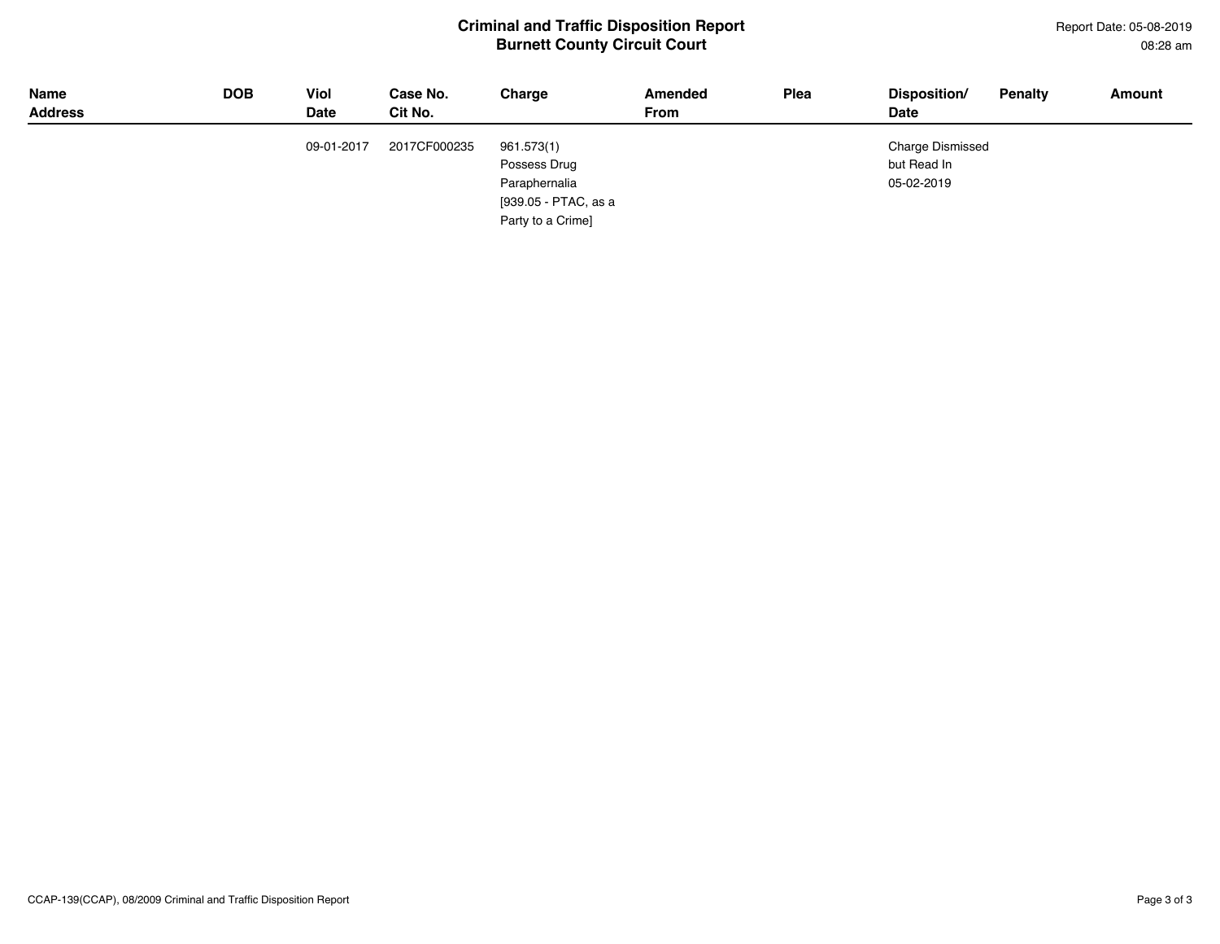# Criminal and Traffic Disposition Report
## Burnett County Circuit Court

Report Date: 05-08-2019
08:28 am

| Name<br>Address | DOB | Viol<br>Date | Case No.<br>Cit No. | Charge | Amended<br>From | Plea | Disposition/<br>Date | Penalty | Amount |
|---|---|---|---|---|---|---|---|---|---|
| | | 09-01-2017 | 2017CF000235 | 961.573(1)<br>Possess Drug Paraphernalia<br>[939.05 - PTAC, as a Party to a Crime] | | | Charge Dismissed but Read In<br>05-02-2019 | | |

CCAP-139(CCAP), 08/2009 Criminal and Traffic Disposition Report